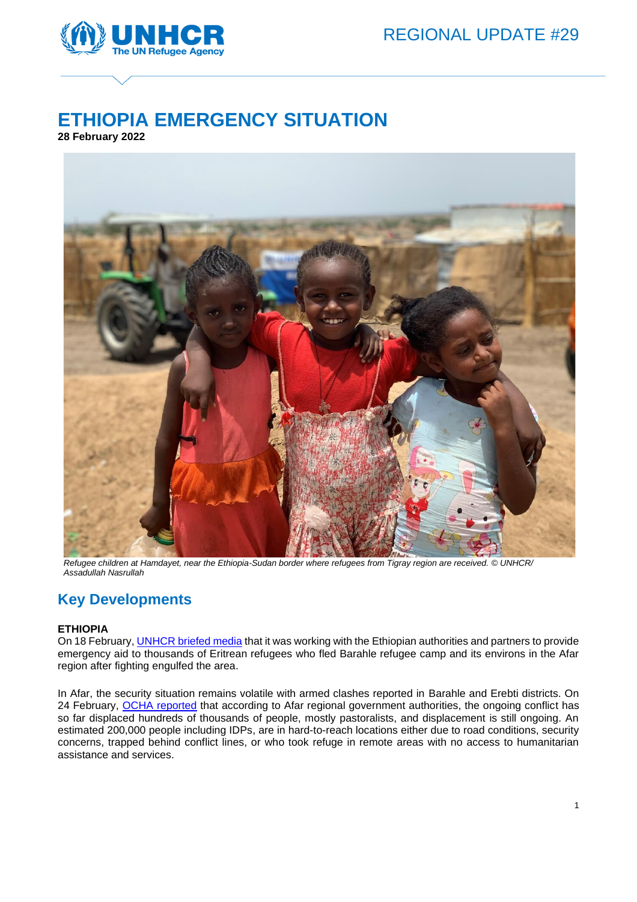REGIONAL UPDATE #29

# ETHIOPIA EMERGENCY SITUATION

**28 February 2022**

*Refugee children at Hamdayet, near the Ethiopia-Sudan border where refugees from Tigray region are received. © UNHCR/ Assadullah Nasrullah*

## Key Developments

**ETHIOPIA**

On 18 February, UNHCR briefed media that it was working with the Ethiopian authorities and partners to provide emergency aid to thousands of Eritrean refugees who fled Barahle refugee camp and its environs in the Afar region after fighting engulfed the area.

In Afar, the security situation remains volatile with armed clashes reported in Barahle and Erebti districts. On 24 February, OCHA reported that according to Afar regional government authorities, the ongoing conflict has so far displaced hundreds of thousands of people, mostly pastoralists, and displacement is still ongoing. An estimated 200,000 people including IDPs, are in hard-to-reach locations either due to road conditions, security concerns, trapped behind conflict lines, or who took refuge in remote areas with no access to humanitarian assistance and services.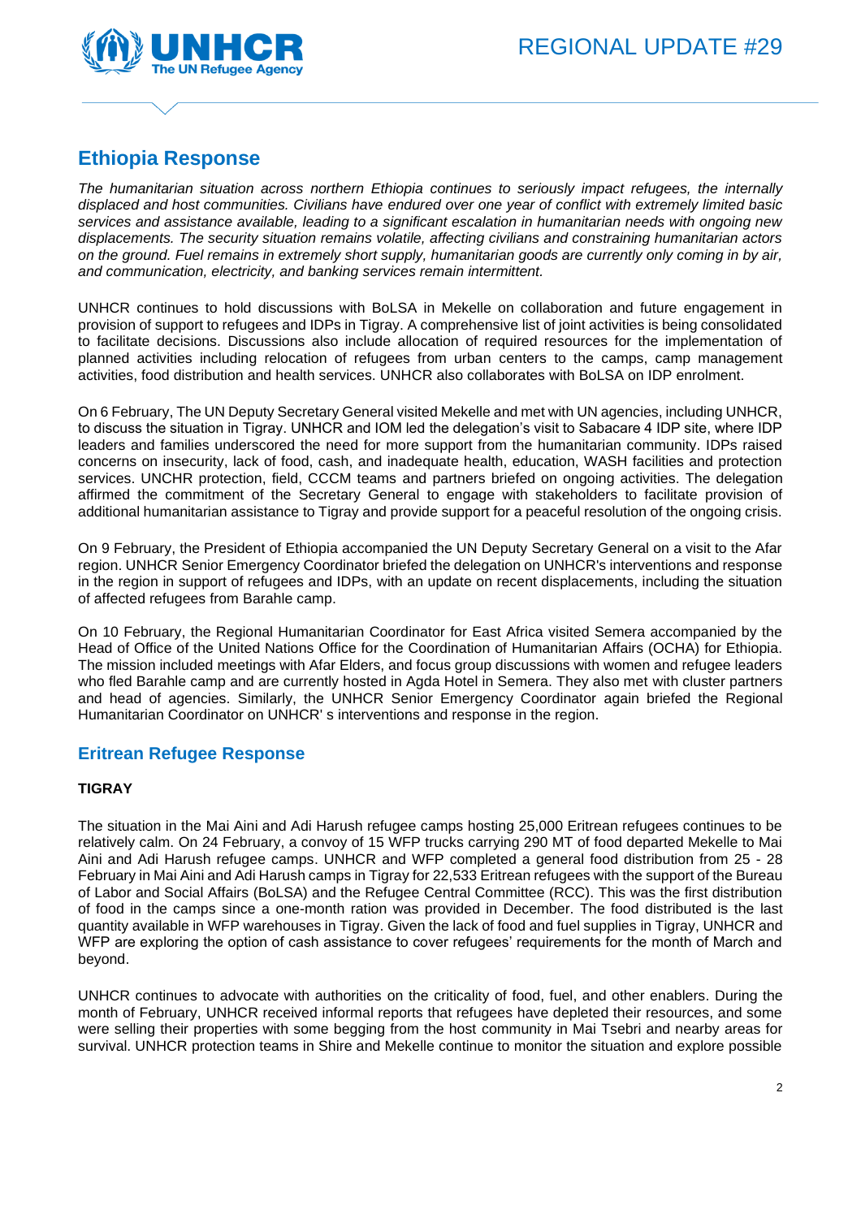## Ethiopia Response

*The humanitarian situation across northern Ethiopia continues to seriously impact refugees, the internally displaced and host communities. Civilians have endured over one year of conflict with extremely limited basic services and assistance available, leading to a significant escalation in humanitarian needs with ongoing new displacements. The security situation remains volatile, affecting civilians and constraining humanitarian actors on the ground. Fuel remains in extremely short supply, humanitarian goods are currently only coming in by air, and communication, electricity, and banking services remain intermittent.*

UNHCR continues to hold discussions with BoLSA in Mekelle on collaboration and future engagement in provision of support to refugees and IDPs in Tigray. A comprehensive list of joint activities is being consolidated to facilitate decisions. Discussions also include allocation of required resources for the implementation of planned activities including relocation of refugees from urban centers to the camps, camp management activities, food distribution and health services. UNHCR also collaborates with BoLSA on IDP enrolment.

On 6 February, The UN Deputy Secretary General visited Mekelle and met with UN agencies, including UNHCR, to discuss the situation in Tigray. UNHCR and IOM led the delegation's visit to Sabacare 4 IDP site, where IDP leaders and families underscored the need for more support from the humanitarian community. IDPs raised concerns on insecurity, lack of food, cash, and inadequate health, education, WASH facilities and protection services. UNCHR protection, field, CCCM teams and partners briefed on ongoing activities. The delegation affirmed the commitment of the Secretary General to engage with stakeholders to facilitate provision of additional humanitarian assistance to Tigray and provide support for a peaceful resolution of the ongoing crisis.

On 9 February, the President of Ethiopia accompanied the UN Deputy Secretary General on a visit to the Afar region. UNHCR Senior Emergency Coordinator briefed the delegation on UNHCR's interventions and response in the region in support of refugees and IDPs, with an update on recent displacements, including the situation of affected refugees from Barahle camp.

On 10 February, the Regional Humanitarian Coordinator for East Africa visited Semera accompanied by the Head of Office of the United Nations Office for the Coordination of Humanitarian Affairs (OCHA) for Ethiopia. The mission included meetings with Afar Elders, and focus group discussions with women and refugee leaders who fled Barahle camp and are currently hosted in Agda Hotel in Semera. They also met with cluster partners and head of agencies. Similarly, the UNHCR Senior Emergency Coordinator again briefed the Regional Humanitarian Coordinator on UNHCR' s interventions and response in the region.

## Eritrean Refugee Response

### TIGRAY

The situation in the Mai Aini and Adi Harush refugee camps hosting 25,000 Eritrean refugees continues to be relatively calm. On 24 February, a convoy of 15 WFP trucks carrying 290 MT of food departed Mekelle to Mai Aini and Adi Harush refugee camps. UNHCR and WFP completed a general food distribution from 25 - 28 February in Mai Aini and Adi Harush camps in Tigray for 22,533 Eritrean refugees with the support of the Bureau of Labor and Social Affairs (BoLSA) and the Refugee Central Committee (RCC). This was the first distribution of food in the camps since a one-month ration was provided in December. The food distributed is the last quantity available in WFP warehouses in Tigray. Given the lack of food and fuel supplies in Tigray, UNHCR and WFP are exploring the option of cash assistance to cover refugees' requirements for the month of March and beyond.

UNHCR continues to advocate with authorities on the criticality of food, fuel, and other enablers. During the month of February, UNHCR received informal reports that refugees have depleted their resources, and some were selling their properties with some begging from the host community in Mai Tsebri and nearby areas for survival. UNHCR protection teams in Shire and Mekelle continue to monitor the situation and explore possible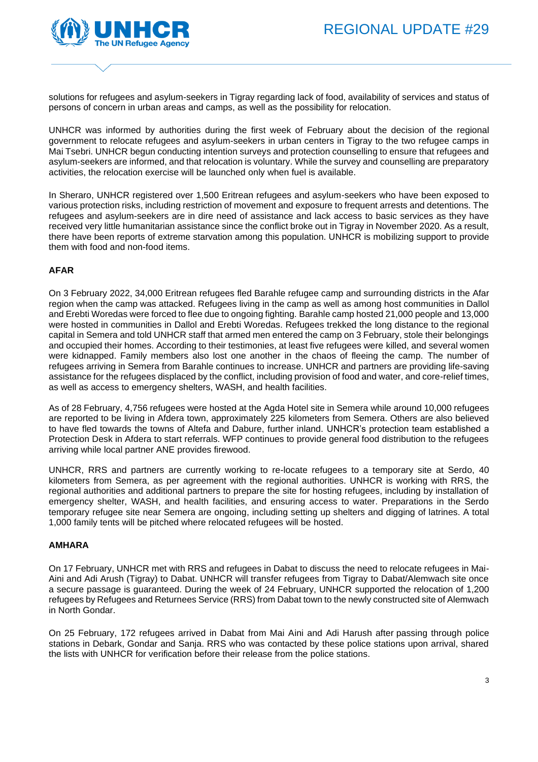solutions for refugees and asylum-seekers in Tigray regarding lack of food, availability of services and status of persons of concern in urban areas and camps, as well as the possibility for relocation.

UNHCR was informed by authorities during the first week of February about the decision of the regional government to relocate refugees and asylum-seekers in urban centers in Tigray to the two refugee camps in Mai Tsebri. UNHCR begun conducting intention surveys and protection counselling to ensure that refugees and asylum-seekers are informed, and that relocation is voluntary. While the survey and counselling are preparatory activities, the relocation exercise will be launched only when fuel is available.

In Sheraro, UNHCR registered over 1,500 Eritrean refugees and asylum-seekers who have been exposed to various protection risks, including restriction of movement and exposure to frequent arrests and detentions. The refugees and asylum-seekers are in dire need of assistance and lack access to basic services as they have received very little humanitarian assistance since the conflict broke out in Tigray in November 2020. As a result, there have been reports of extreme starvation among this population. UNHCR is mobilizing support to provide them with food and non-food items.

**AFAR**

On 3 February 2022, 34,000 Eritrean refugees fled Barahle refugee camp and surrounding districts in the Afar region when the camp was attacked. Refugees living in the camp as well as among host communities in Dallol and Erebti Woredas were forced to flee due to ongoing fighting. Barahle camp hosted 21,000 people and 13,000 were hosted in communities in Dallol and Erebti Woredas. Refugees trekked the long distance to the regional capital in Semera and told UNHCR staff that armed men entered the camp on 3 February, stole their belongings and occupied their homes. According to their testimonies, at least five refugees were killed, and several women were kidnapped. Family members also lost one another in the chaos of fleeing the camp. The number of refugees arriving in Semera from Barahle continues to increase. UNHCR and partners are providing life-saving assistance for the refugees displaced by the conflict, including provision of food and water, and core-relief times, as well as access to emergency shelters, WASH, and health facilities.

As of 28 February, 4,756 refugees were hosted at the Agda Hotel site in Semera while around 10,000 refugees are reported to be living in Afdera town, approximately 225 kilometers from Semera. Others are also believed to have fled towards the towns of Altefa and Dabure, further inland. UNHCR's protection team established a Protection Desk in Afdera to start referrals. WFP continues to provide general food distribution to the refugees arriving while local partner ANE provides firewood.

UNHCR, RRS and partners are currently working to re-locate refugees to a temporary site at Serdo, 40 kilometers from Semera, as per agreement with the regional authorities. UNHCR is working with RRS, the regional authorities and additional partners to prepare the site for hosting refugees, including by installation of emergency shelter, WASH, and health facilities, and ensuring access to water. Preparations in the Serdo temporary refugee site near Semera are ongoing, including setting up shelters and digging of latrines. A total 1,000 family tents will be pitched where relocated refugees will be hosted.

**AMHARA**

On 17 February, UNHCR met with RRS and refugees in Dabat to discuss the need to relocate refugees in Mai-Aini and Adi Arush (Tigray) to Dabat. UNHCR will transfer refugees from Tigray to Dabat/Alemwach site once a secure passage is guaranteed. During the week of 24 February, UNHCR supported the relocation of 1,200 refugees by Refugees and Returnees Service (RRS) from Dabat town to the newly constructed site of Alemwach in North Gondar.

On 25 February, 172 refugees arrived in Dabat from Mai Aini and Adi Harush after passing through police stations in Debark, Gondar and Sanja. RRS who was contacted by these police stations upon arrival, shared the lists with UNHCR for verification before their release from the police stations.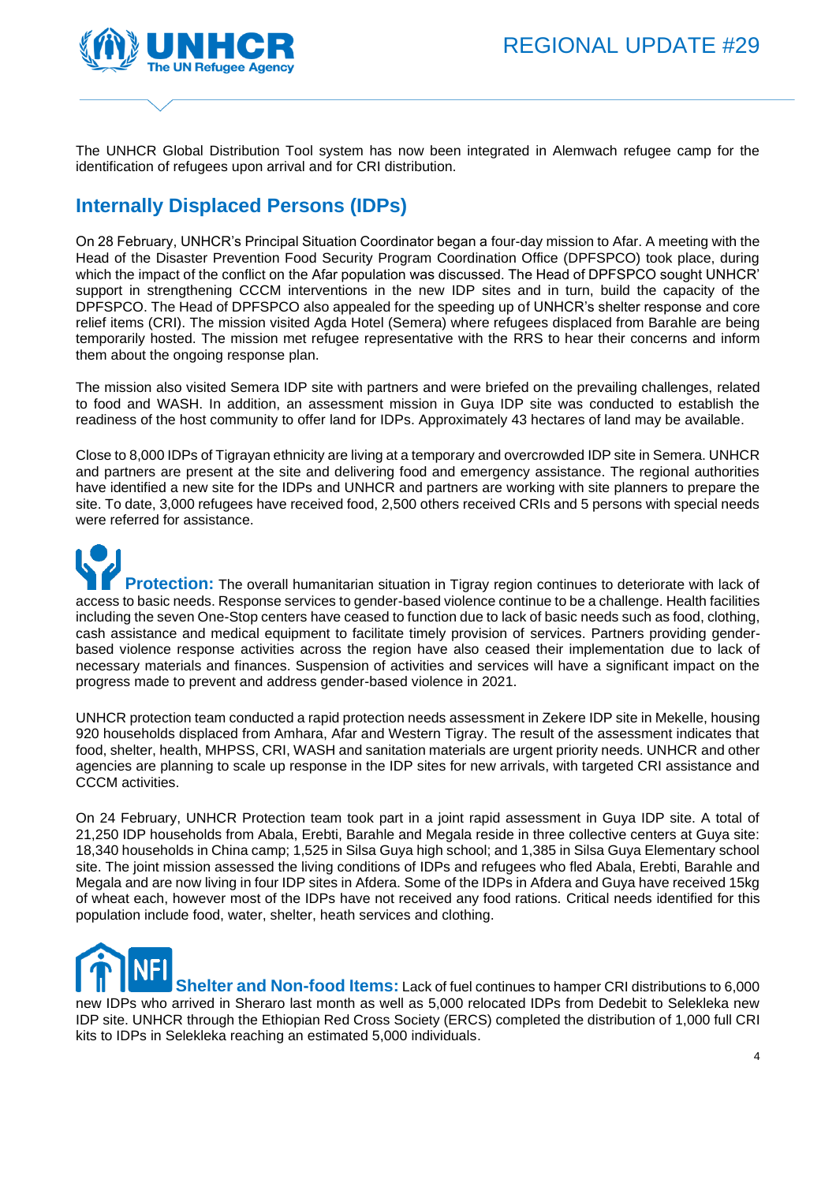The UNHCR Global Distribution Tool system has now been integrated in Alemwach refugee camp for the identification of refugees upon arrival and for CRI distribution.

## Internally Displaced Persons (IDPs)

On 28 February, UNHCR's Principal Situation Coordinator began a four-day mission to Afar. A meeting with the Head of the Disaster Prevention Food Security Program Coordination Office (DPFSPCO) took place, during which the impact of the conflict on the Afar population was discussed. The Head of DPFSPCO sought UNHCR' support in strengthening CCCM interventions in the new IDP sites and in turn, build the capacity of the DPFSPCO. The Head of DPFSPCO also appealed for the speeding up of UNHCR's shelter response and core relief items (CRI). The mission visited Agda Hotel (Semera) where refugees displaced from Barahle are being temporarily hosted. The mission met refugee representative with the RRS to hear their concerns and inform them about the ongoing response plan.

The mission also visited Semera IDP site with partners and were briefed on the prevailing challenges, related to food and WASH. In addition, an assessment mission in Guya IDP site was conducted to establish the readiness of the host community to offer land for IDPs. Approximately 43 hectares of land may be available.

Close to 8,000 IDPs of Tigrayan ethnicity are living at a temporary and overcrowded IDP site in Semera. UNHCR and partners are present at the site and delivering food and emergency assistance. The regional authorities have identified a new site for the IDPs and UNHCR and partners are working with site planners to prepare the site. To date, 3,000 refugees have received food, 2,500 others received CRIs and 5 persons with special needs were referred for assistance.

**Protection:** The overall humanitarian situation in Tigray region continues to deteriorate with lack of access to basic needs. Response services to gender-based violence continue to be a challenge. Health facilities including the seven One-Stop centers have ceased to function due to lack of basic needs such as food, clothing, cash assistance and medical equipment to facilitate timely provision of services. Partners providing gender-based violence response activities across the region have also ceased their implementation due to lack of necessary materials and finances. Suspension of activities and services will have a significant impact on the progress made to prevent and address gender-based violence in 2021.

UNHCR protection team conducted a rapid protection needs assessment in Zekere IDP site in Mekelle, housing 920 households displaced from Amhara, Afar and Western Tigray. The result of the assessment indicates that food, shelter, health, MHPSS, CRI, WASH and sanitation materials are urgent priority needs. UNHCR and other agencies are planning to scale up response in the IDP sites for new arrivals, with targeted CRI assistance and CCCM activities.

On 24 February, UNHCR Protection team took part in a joint rapid assessment in Guya IDP site. A total of 21,250 IDP households from Abala, Erebti, Barahle and Megala reside in three collective centers at Guya site: 18,340 households in China camp; 1,525 in Silsa Guya high school; and 1,385 in Silsa Guya Elementary school site. The joint mission assessed the living conditions of IDPs and refugees who fled Abala, Erebti, Barahle and Megala and are now living in four IDP sites in Afdera. Some of the IDPs in Afdera and Guya have received 15kg of wheat each, however most of the IDPs have not received any food rations. Critical needs identified for this population include food, water, shelter, heath services and clothing.

**Shelter and Non-food Items:** Lack of fuel continues to hamper CRI distributions to 6,000 new IDPs who arrived in Sheraro last month as well as 5,000 relocated IDPs from Dedebit to Selekleka new IDP site. UNHCR through the Ethiopian Red Cross Society (ERCS) completed the distribution of 1,000 full CRI kits to IDPs in Selekleka reaching an estimated 5,000 individuals.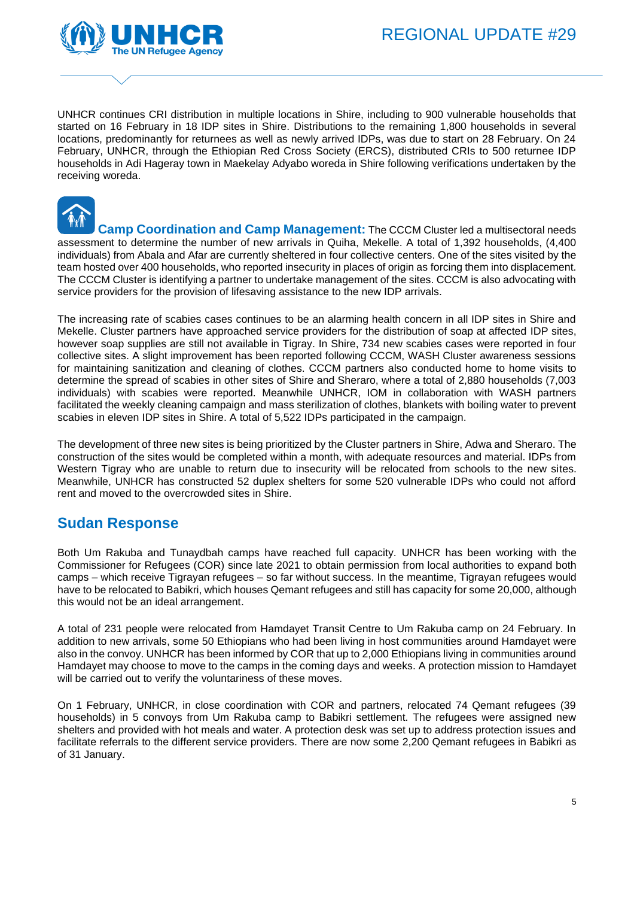UNHCR continues CRI distribution in multiple locations in Shire, including to 900 vulnerable households that started on 16 February in 18 IDP sites in Shire. Distributions to the remaining 1,800 households in several locations, predominantly for returnees as well as newly arrived IDPs, was due to start on 28 February. On 24 February, UNHCR, through the Ethiopian Red Cross Society (ERCS), distributed CRIs to 500 returnee IDP households in Adi Hageray town in Maekelay Adyabo woreda in Shire following verifications undertaken by the receiving woreda.

**Camp Coordination and Camp Management:** The CCCM Cluster led a multisectoral needs assessment to determine the number of new arrivals in Quiha, Mekelle. A total of 1,392 households, (4,400 individuals) from Abala and Afar are currently sheltered in four collective centers. One of the sites visited by the team hosted over 400 households, who reported insecurity in places of origin as forcing them into displacement. The CCCM Cluster is identifying a partner to undertake management of the sites. CCCM is also advocating with service providers for the provision of lifesaving assistance to the new IDP arrivals.

The increasing rate of scabies cases continues to be an alarming health concern in all IDP sites in Shire and Mekelle. Cluster partners have approached service providers for the distribution of soap at affected IDP sites, however soap supplies are still not available in Tigray. In Shire, 734 new scabies cases were reported in four collective sites. A slight improvement has been reported following CCCM, WASH Cluster awareness sessions for maintaining sanitization and cleaning of clothes. CCCM partners also conducted home to home visits to determine the spread of scabies in other sites of Shire and Sheraro, where a total of 2,880 households (7,003 individuals) with scabies were reported. Meanwhile UNHCR, IOM in collaboration with WASH partners facilitated the weekly cleaning campaign and mass sterilization of clothes, blankets with boiling water to prevent scabies in eleven IDP sites in Shire. A total of 5,522 IDPs participated in the campaign.

The development of three new sites is being prioritized by the Cluster partners in Shire, Adwa and Sheraro. The construction of the sites would be completed within a month, with adequate resources and material. IDPs from Western Tigray who are unable to return due to insecurity will be relocated from schools to the new sites. Meanwhile, UNHCR has constructed 52 duplex shelters for some 520 vulnerable IDPs who could not afford rent and moved to the overcrowded sites in Shire.

## Sudan Response

Both Um Rakuba and Tunaydbah camps have reached full capacity. UNHCR has been working with the Commissioner for Refugees (COR) since late 2021 to obtain permission from local authorities to expand both camps – which receive Tigrayan refugees – so far without success. In the meantime, Tigrayan refugees would have to be relocated to Babikri, which houses Qemant refugees and still has capacity for some 20,000, although this would not be an ideal arrangement.

A total of 231 people were relocated from Hamdayet Transit Centre to Um Rakuba camp on 24 February. In addition to new arrivals, some 50 Ethiopians who had been living in host communities around Hamdayet were also in the convoy. UNHCR has been informed by COR that up to 2,000 Ethiopians living in communities around Hamdayet may choose to move to the camps in the coming days and weeks. A protection mission to Hamdayet will be carried out to verify the voluntariness of these moves.

On 1 February, UNHCR, in close coordination with COR and partners, relocated 74 Qemant refugees (39 households) in 5 convoys from Um Rakuba camp to Babikri settlement. The refugees were assigned new shelters and provided with hot meals and water. A protection desk was set up to address protection issues and facilitate referrals to the different service providers. There are now some 2,200 Qemant refugees in Babikri as of 31 January.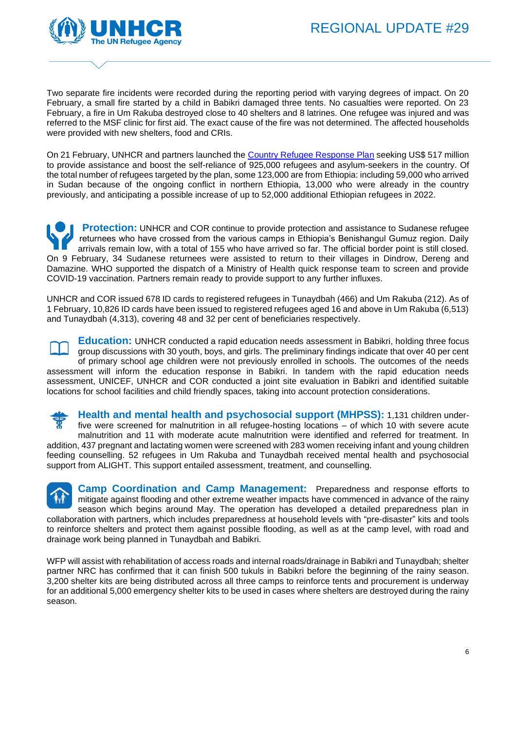Two separate fire incidents were recorded during the reporting period with varying degrees of impact. On 20 February, a small fire started by a child in Babikri damaged three tents. No casualties were reported. On 23 February, a fire in Um Rakuba destroyed close to 40 shelters and 8 latrines. One refugee was injured and was referred to the MSF clinic for first aid. The exact cause of the fire was not determined. The affected households were provided with new shelters, food and CRIs.

On 21 February, UNHCR and partners launched the [Country Refugee Response Plan] seeking US$ 517 million to provide assistance and boost the self-reliance of 925,000 refugees and asylum-seekers in the country. Of the total number of refugees targeted by the plan, some 123,000 are from Ethiopia: including 59,000 who arrived in Sudan because of the ongoing conflict in northern Ethiopia, 13,000 who were already in the country previously, and anticipating a possible increase of up to 52,000 additional Ethiopian refugees in 2022.

**Protection:** UNHCR and COR continue to provide protection and assistance to Sudanese refugee returnees who have crossed from the various camps in Ethiopia's Benishangul Gumuz region. Daily arrivals remain low, with a total of 155 who have arrived so far. The official border point is still closed. On 9 February, 34 Sudanese returnees were assisted to return to their villages in Dindrow, Dereng and Damazine. WHO supported the dispatch of a Ministry of Health quick response team to screen and provide COVID-19 vaccination. Partners remain ready to provide support to any further influxes.

UNHCR and COR issued 678 ID cards to registered refugees in Tunaydbah (466) and Um Rakuba (212). As of 1 February, 10,826 ID cards have been issued to registered refugees aged 16 and above in Um Rakuba (6,513) and Tunaydbah (4,313), covering 48 and 32 per cent of beneficiaries respectively.

**Education:** UNHCR conducted a rapid education needs assessment in Babikri, holding three focus group discussions with 30 youth, boys, and girls. The preliminary findings indicate that over 40 per cent of primary school age children were not previously enrolled in schools. The outcomes of the needs assessment will inform the education response in Babikri. In tandem with the rapid education needs assessment, UNICEF, UNHCR and COR conducted a joint site evaluation in Babikri and identified suitable locations for school facilities and child friendly spaces, taking into account protection considerations.

**Health and mental health and psychosocial support (MHPSS):** 1,131 children under-five were screened for malnutrition in all refugee-hosting locations – of which 10 with severe acute malnutrition and 11 with moderate acute malnutrition were identified and referred for treatment. In addition, 437 pregnant and lactating women were screened with 283 women receiving infant and young children feeding counselling. 52 refugees in Um Rakuba and Tunaydbah received mental health and psychosocial support from ALIGHT. This support entailed assessment, treatment, and counselling.

**Camp Coordination and Camp Management:** Preparedness and response efforts to mitigate against flooding and other extreme weather impacts have commenced in advance of the rainy season which begins around May. The operation has developed a detailed preparedness plan in collaboration with partners, which includes preparedness at household levels with "pre-disaster" kits and tools to reinforce shelters and protect them against possible flooding, as well as at the camp level, with road and drainage work being planned in Tunaydbah and Babikri.

WFP will assist with rehabilitation of access roads and internal roads/drainage in Babikri and Tunaydbah; shelter partner NRC has confirmed that it can finish 500 tukuls in Babikri before the beginning of the rainy season. 3,200 shelter kits are being distributed across all three camps to reinforce tents and procurement is underway for an additional 5,000 emergency shelter kits to be used in cases where shelters are destroyed during the rainy season.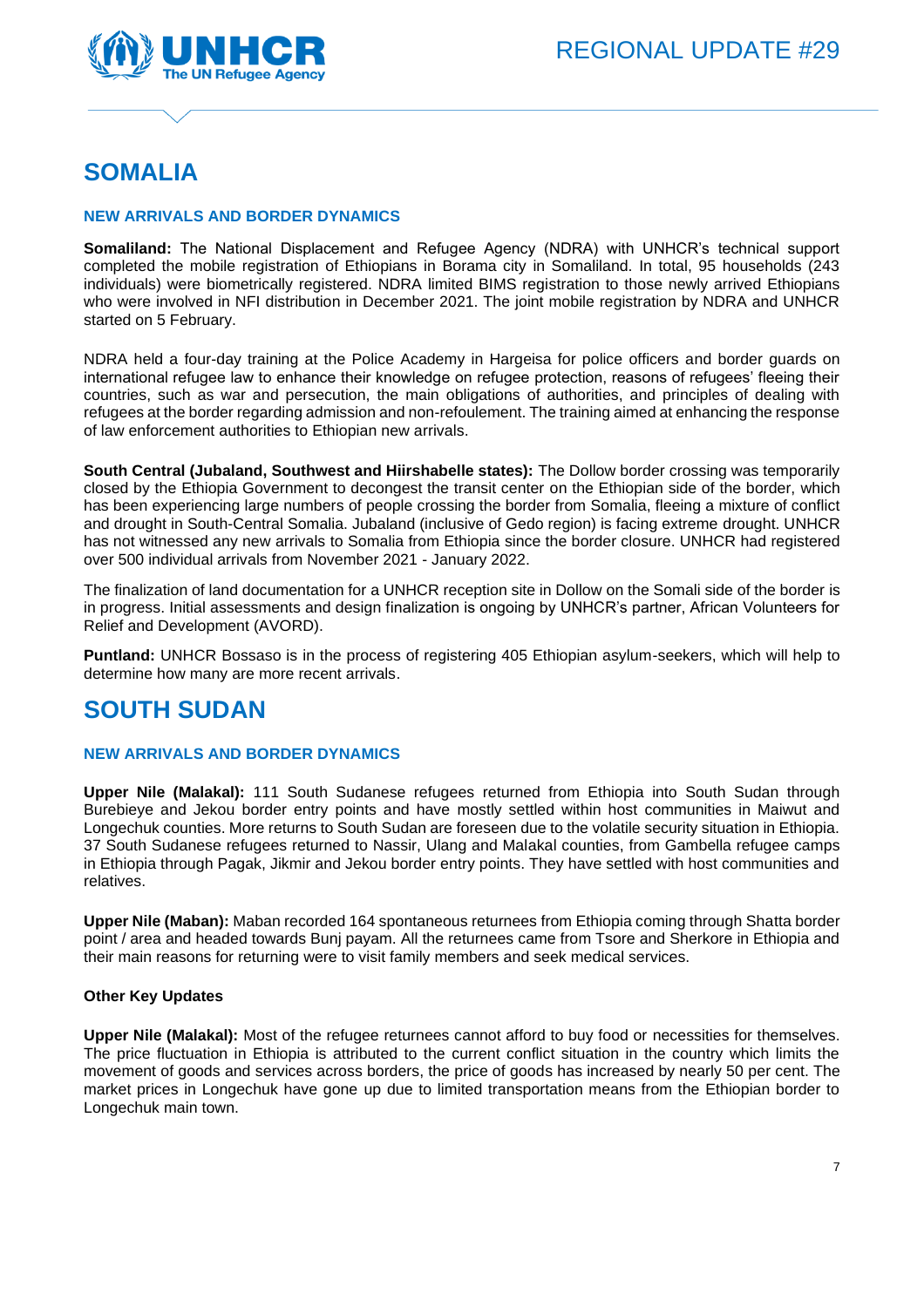# SOMALIA

### NEW ARRIVALS AND BORDER DYNAMICS

**Somaliland:** The National Displacement and Refugee Agency (NDRA) with UNHCR's technical support completed the mobile registration of Ethiopians in Borama city in Somaliland. In total, 95 households (243 individuals) were biometrically registered. NDRA limited BIMS registration to those newly arrived Ethiopians who were involved in NFI distribution in December 2021. The joint mobile registration by NDRA and UNHCR started on 5 February.

NDRA held a four-day training at the Police Academy in Hargeisa for police officers and border guards on international refugee law to enhance their knowledge on refugee protection, reasons of refugees' fleeing their countries, such as war and persecution, the main obligations of authorities, and principles of dealing with refugees at the border regarding admission and non-refoulement. The training aimed at enhancing the response of law enforcement authorities to Ethiopian new arrivals.

**South Central (Jubaland, Southwest and Hiirshabelle states):** The Dollow border crossing was temporarily closed by the Ethiopia Government to decongest the transit center on the Ethiopian side of the border, which has been experiencing large numbers of people crossing the border from Somalia, fleeing a mixture of conflict and drought in South-Central Somalia. Jubaland (inclusive of Gedo region) is facing extreme drought. UNHCR has not witnessed any new arrivals to Somalia from Ethiopia since the border closure. UNHCR had registered over 500 individual arrivals from November 2021 - January 2022.

The finalization of land documentation for a UNHCR reception site in Dollow on the Somali side of the border is in progress. Initial assessments and design finalization is ongoing by UNHCR's partner, African Volunteers for Relief and Development (AVORD).

**Puntland:** UNHCR Bossaso is in the process of registering 405 Ethiopian asylum-seekers, which will help to determine how many are more recent arrivals.

# SOUTH SUDAN

### NEW ARRIVALS AND BORDER DYNAMICS

**Upper Nile (Malakal):** 111 South Sudanese refugees returned from Ethiopia into South Sudan through Burebieye and Jekou border entry points and have mostly settled within host communities in Maiwut and Longechuk counties. More returns to South Sudan are foreseen due to the volatile security situation in Ethiopia. 37 South Sudanese refugees returned to Nassir, Ulang and Malakal counties, from Gambella refugee camps in Ethiopia through Pagak, Jikmir and Jekou border entry points. They have settled with host communities and relatives.

**Upper Nile (Maban):** Maban recorded 164 spontaneous returnees from Ethiopia coming through Shatta border point / area and headed towards Bunj payam. All the returnees came from Tsore and Sherkore in Ethiopia and their main reasons for returning were to visit family members and seek medical services.

#### Other Key Updates

**Upper Nile (Malakal):** Most of the refugee returnees cannot afford to buy food or necessities for themselves. The price fluctuation in Ethiopia is attributed to the current conflict situation in the country which limits the movement of goods and services across borders, the price of goods has increased by nearly 50 per cent. The market prices in Longechuk have gone up due to limited transportation means from the Ethiopian border to Longechuk main town.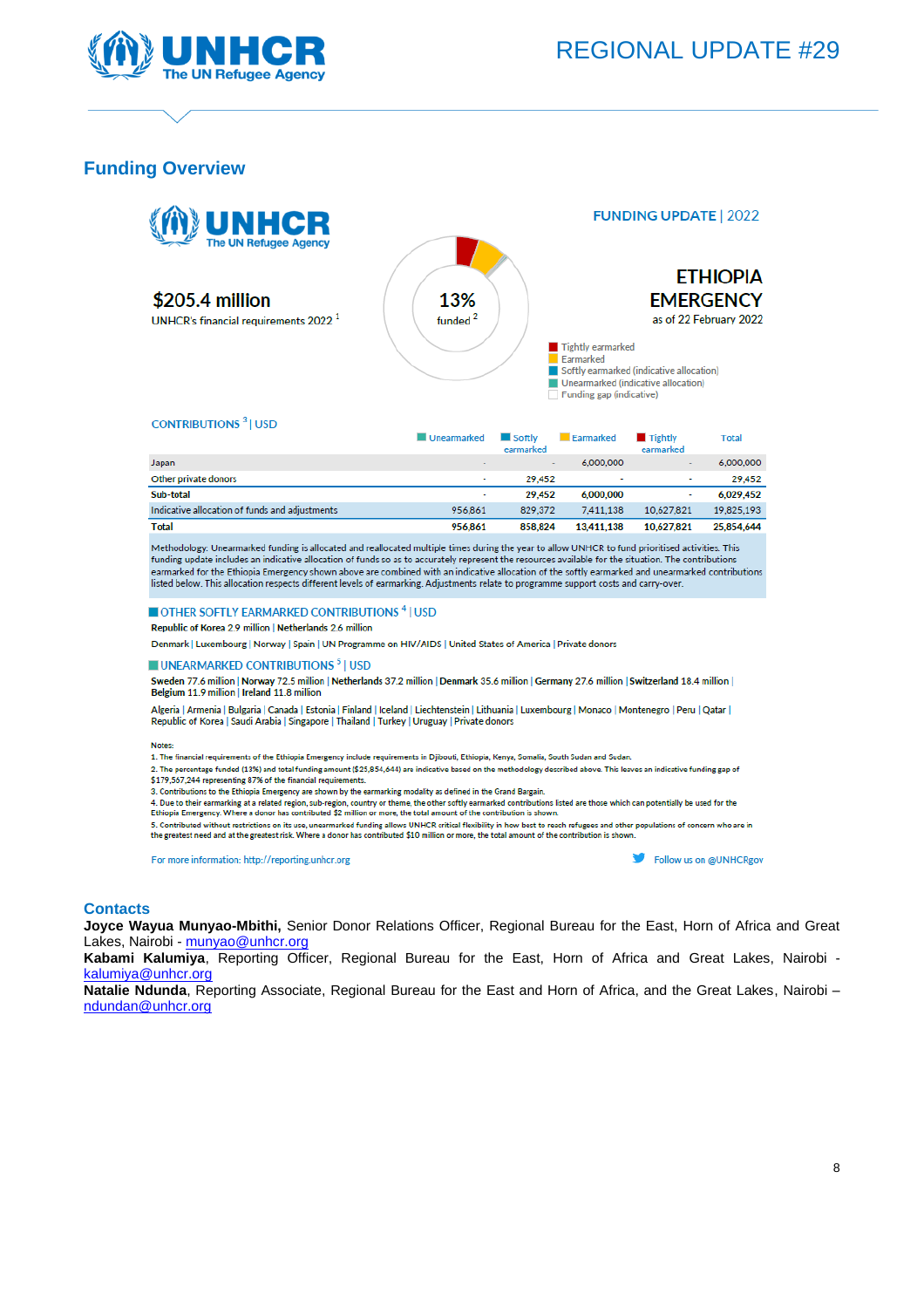## Funding Overview

UNHCR
The UN Refugee Agency

**FUNDING UPDATE** | 2022

**$205.4 million**
UNHCR's financial requirements 2022 [1]

13%
funded [2]

**ETHIOPIA EMERGENCY**
as of 22 February 2022

Tightly earmarked
Earmarked
Softly earmarked (indicative allocation)
Unearmarked (indicative allocation)
Funding gap (indicative)

CONTRIBUTIONS [3] | USD

| | Unearmarked | Softly earmarked | Earmarked | Tightly earmarked | Total |
|---|---|---|---|---|---|
| Japan | - | - | 6,000,000 | - | 6,000,000 |
| Other private donors | - | 29,452 | - | - | 29,452 |
| **Sub-total** | - | **29,452** | **6,000,000** | - | **6,029,452** |
| Indicative allocation of funds and adjustments | 956,861 | 829,372 | 7,411,138 | 10,627,821 | 19,825,193 |
| **Total** | **956,861** | **858,824** | **13,411,138** | **10,627,821** | **25,854,644** |

Methodology: Unearmarked funding is allocated and reallocated multiple times during the year to allow UNHCR to fund prioritised activities. This funding update includes an indicative allocation of funds so as to accurately represent the resources available for the situation. The contributions earmarked for the Ethiopia Emergency shown above are combined with an indicative allocation of the softly earmarked and unearmarked contributions listed below. This allocation respects different levels of earmarking. Adjustments relate to programme support costs and carry-over.

OTHER SOFTLY EARMARKED CONTRIBUTIONS [4] | USD

**Republic of Korea** 2.9 million | **Netherlands** 2.6 million

Denmark | Luxembourg | Norway | Spain | UN Programme on HIV/AIDS | United States of America | Private donors

UNEARMARKED CONTRIBUTIONS [5] | USD

**Sweden** 77.6 million | **Norway** 72.5 million | **Netherlands** 37.2 million | **Denmark** 35.6 million | **Germany** 27.6 million | **Switzerland** 18.4 million | **Belgium** 11.9 million | **Ireland** 11.8 million

Algeria | Armenia | Bulgaria | Canada | Estonia | Finland | Iceland | Liechtenstein | Lithuania | Luxembourg | Monaco | Montenegro | Peru | Qatar | Republic of Korea | Saudi Arabia | Singapore | Thailand | Turkey | Uruguay | Private donors

Notes:
1. The financial requirements of the Ethiopia Emergency include requirements in Djibouti, Ethiopia, Kenya, Somalia, South Sudan and Sudan.
2. The percentage funded (13%) and total funding amount ($25,854,644) are indicative based on the methodology described above. This leaves an indicative funding gap of $179,567,244 representing 87% of the financial requirements.
3. Contributions to the Ethiopia Emergency are shown by the earmarking modality as defined in the Grand Bargain.
4. Due to their earmarking at a related region, sub-region, country or theme, the other softly earmarked contributions listed are those which can potentially be used for the Ethiopia Emergency. Where a donor has contributed $2 million or more, the total amount of the contribution is shown.
5. Contributed without restrictions on its use, unearmarked funding allows UNHCR critical flexibility in how best to reach refugees and other populations of concern who are in the greatest need and at the greatest risk. Where a donor has contributed $10 million or more, the total amount of the contribution is shown.

For more information: http://reporting.unhcr.org

Follow us on @UNHCRgov

## Contacts

**Joyce Wayua Munyao-Mbithi,** Senior Donor Relations Officer, Regional Bureau for the East, Horn of Africa and Great Lakes, Nairobi - munyao@unhcr.org

**Kabami Kalumiya**, Reporting Officer, Regional Bureau for the East, Horn of Africa and Great Lakes, Nairobi - kalumiya@unhcr.org

**Natalie Ndunda**, Reporting Associate, Regional Bureau for the East and Horn of Africa, and the Great Lakes, Nairobi – ndundan@unhcr.org